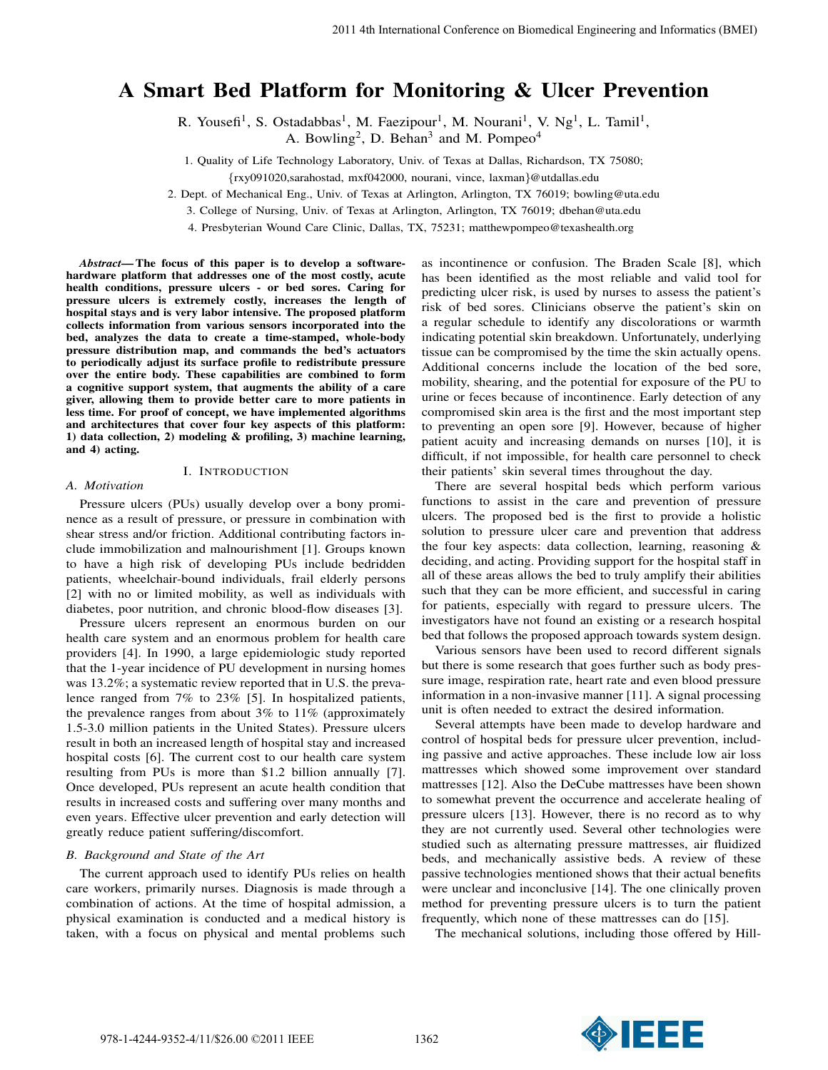# A Smart Bed Platform for Monitoring & Ulcer Prevention

R. Yousefi[1], S. Ostadabbas[1], M. Faezipour[1], M. Nourani[1], V. Ng[1], L. Tamil[1], A. Bowling[2], D. Behan[3] and M. Pompeo[4]

1. Quality of Life Technology Laboratory, Univ. of Texas at Dallas, Richardson, TX 75080; {rxy091020,sarahostad, mxf042000, nourani, vince, laxman}@utdallas.edu

2. Dept. of Mechanical Eng., Univ. of Texas at Arlington, Arlington, TX 76019; bowling@uta.edu

3. College of Nursing, Univ. of Texas at Arlington, Arlington, TX 76019; dbehan@uta.edu

4. Presbyterian Wound Care Clinic, Dallas, TX, 75231; matthewpompeo@texashealth.org

***Abstract*— The focus of this paper is to develop a software-hardware platform that addresses one of the most costly, acute health conditions, pressure ulcers - or bed sores. Caring for pressure ulcers is extremely costly, increases the length of hospital stays and is very labor intensive. The proposed platform collects information from various sensors incorporated into the bed, analyzes the data to create a time-stamped, whole-body pressure distribution map, and commands the bed's actuators to periodically adjust its surface profile to redistribute pressure over the entire body. These capabilities are combined to form a cognitive support system, that augments the ability of a care giver, allowing them to provide better care to more patients in less time. For proof of concept, we have implemented algorithms and architectures that cover four key aspects of this platform: 1) data collection, 2) modeling & profiling, 3) machine learning, and 4) acting.**

## I. Introduction

### A. Motivation

Pressure ulcers (PUs) usually develop over a bony prominence as a result of pressure, or pressure in combination with shear stress and/or friction. Additional contributing factors include immobilization and malnourishment [1]. Groups known to have a high risk of developing PUs include bedridden patients, wheelchair-bound individuals, frail elderly persons [2] with no or limited mobility, as well as individuals with diabetes, poor nutrition, and chronic blood-flow diseases [3].

Pressure ulcers represent an enormous burden on our health care system and an enormous problem for health care providers [4]. In 1990, a large epidemiologic study reported that the 1-year incidence of PU development in nursing homes was 13.2%; a systematic review reported that in U.S. the prevalence ranged from 7% to 23% [5]. In hospitalized patients, the prevalence ranges from about 3% to 11% (approximately 1.5-3.0 million patients in the United States). Pressure ulcers result in both an increased length of hospital stay and increased hospital costs [6]. The current cost to our health care system resulting from PUs is more than $1.2 billion annually [7]. Once developed, PUs represent an acute health condition that results in increased costs and suffering over many months and even years. Effective ulcer prevention and early detection will greatly reduce patient suffering/discomfort.

### B. Background and State of the Art

The current approach used to identify PUs relies on health care workers, primarily nurses. Diagnosis is made through a combination of actions. At the time of hospital admission, a physical examination is conducted and a medical history is taken, with a focus on physical and mental problems such as incontinence or confusion. The Braden Scale [8], which has been identified as the most reliable and valid tool for predicting ulcer risk, is used by nurses to assess the patient's risk of bed sores. Clinicians observe the patient's skin on a regular schedule to identify any discolorations or warmth indicating potential skin breakdown. Unfortunately, underlying tissue can be compromised by the time the skin actually opens. Additional concerns include the location of the bed sore, mobility, shearing, and the potential for exposure of the PU to urine or feces because of incontinence. Early detection of any compromised skin area is the first and the most important step to preventing an open sore [9]. However, because of higher patient acuity and increasing demands on nurses [10], it is difficult, if not impossible, for health care personnel to check their patients' skin several times throughout the day.

There are several hospital beds which perform various functions to assist in the care and prevention of pressure ulcers. The proposed bed is the first to provide a holistic solution to pressure ulcer care and prevention that address the four key aspects: data collection, learning, reasoning & deciding, and acting. Providing support for the hospital staff in all of these areas allows the bed to truly amplify their abilities such that they can be more efficient, and successful in caring for patients, especially with regard to pressure ulcers. The investigators have not found an existing or a research hospital bed that follows the proposed approach towards system design.

Various sensors have been used to record different signals but there is some research that goes further such as body pressure image, respiration rate, heart rate and even blood pressure information in a non-invasive manner [11]. A signal processing unit is often needed to extract the desired information.

Several attempts have been made to develop hardware and control of hospital beds for pressure ulcer prevention, including passive and active approaches. These include low air loss mattresses which showed some improvement over standard mattresses [12]. Also the DeCube mattresses have been shown to somewhat prevent the occurrence and accelerate healing of pressure ulcers [13]. However, there is no record as to why they are not currently used. Several other technologies were studied such as alternating pressure mattresses, air fluidized beds, and mechanically assistive beds. A review of these passive technologies mentioned shows that their actual benefits were unclear and inconclusive [14]. The one clinically proven method for preventing pressure ulcers is to turn the patient frequently, which none of these mattresses can do [15].

The mechanical solutions, including those offered by Hill-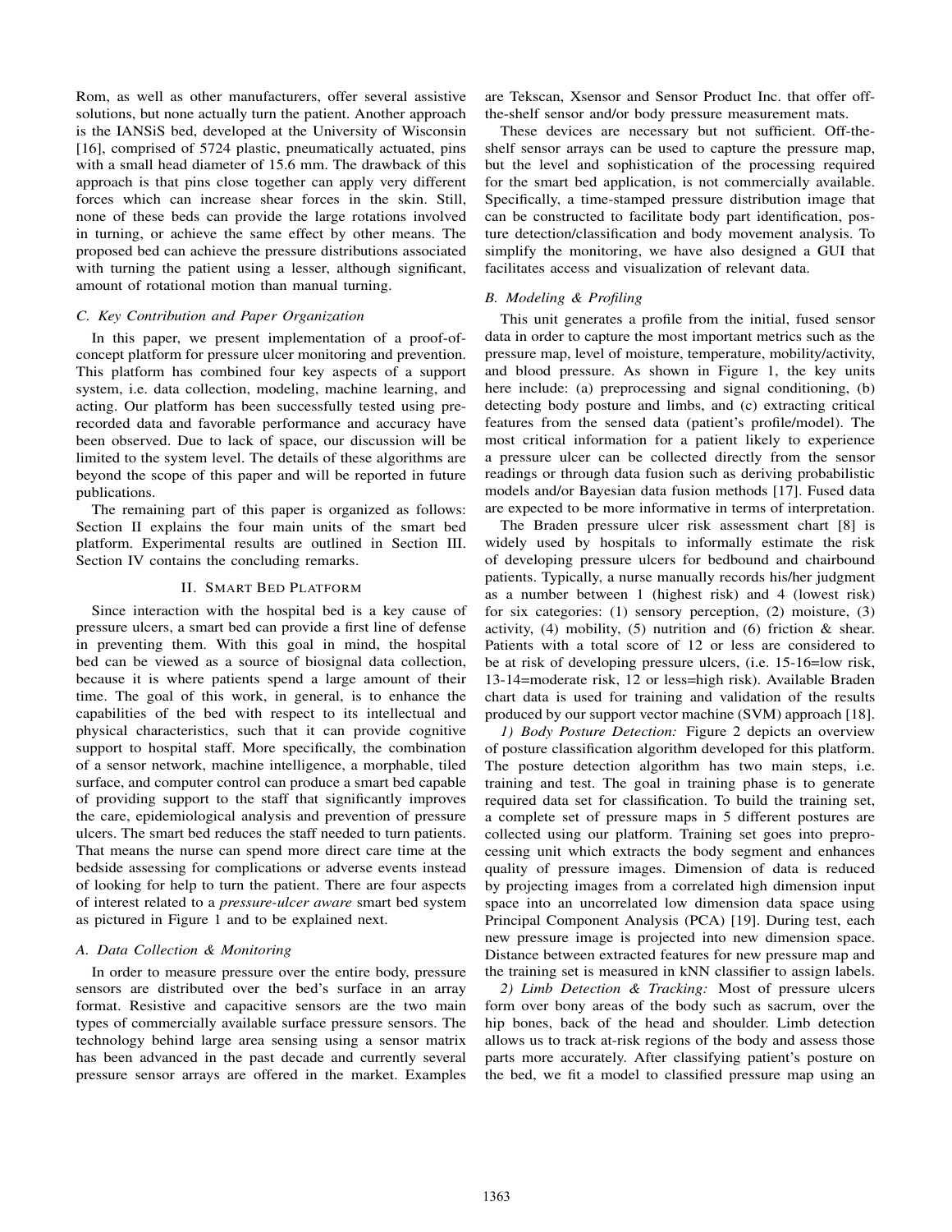Rom, as well as other manufacturers, offer several assistive solutions, but none actually turn the patient. Another approach is the IANSiS bed, developed at the University of Wisconsin [16], comprised of 5724 plastic, pneumatically actuated, pins with a small head diameter of 15.6 mm. The drawback of this approach is that pins close together can apply very different forces which can increase shear forces in the skin. Still, none of these beds can provide the large rotations involved in turning, or achieve the same effect by other means. The proposed bed can achieve the pressure distributions associated with turning the patient using a lesser, although significant, amount of rotational motion than manual turning.

### C. Key Contribution and Paper Organization

In this paper, we present implementation of a proof-of-concept platform for pressure ulcer monitoring and prevention. This platform has combined four key aspects of a support system, i.e. data collection, modeling, machine learning, and acting. Our platform has been successfully tested using pre-recorded data and favorable performance and accuracy have been observed. Due to lack of space, our discussion will be limited to the system level. The details of these algorithms are beyond the scope of this paper and will be reported in future publications.

The remaining part of this paper is organized as follows: Section II explains the four main units of the smart bed platform. Experimental results are outlined in Section III. Section IV contains the concluding remarks.

## II. Smart Bed Platform

Since interaction with the hospital bed is a key cause of pressure ulcers, a smart bed can provide a first line of defense in preventing them. With this goal in mind, the hospital bed can be viewed as a source of biosignal data collection, because it is where patients spend a large amount of their time. The goal of this work, in general, is to enhance the capabilities of the bed with respect to its intellectual and physical characteristics, such that it can provide cognitive support to hospital staff. More specifically, the combination of a sensor network, machine intelligence, a morphable, tiled surface, and computer control can produce a smart bed capable of providing support to the staff that significantly improves the care, epidemiological analysis and prevention of pressure ulcers. The smart bed reduces the staff needed to turn patients. That means the nurse can spend more direct care time at the bedside assessing for complications or adverse events instead of looking for help to turn the patient. There are four aspects of interest related to a *pressure-ulcer aware* smart bed system as pictured in Figure 1 and to be explained next.

### A. Data Collection & Monitoring

In order to measure pressure over the entire body, pressure sensors are distributed over the bed's surface in an array format. Resistive and capacitive sensors are the two main types of commercially available surface pressure sensors. The technology behind large area sensing using a sensor matrix has been advanced in the past decade and currently several pressure sensor arrays are offered in the market. Examples are Tekscan, Xsensor and Sensor Product Inc. that offer off-the-shelf sensor and/or body pressure measurement mats.

These devices are necessary but not sufficient. Off-the-shelf sensor arrays can be used to capture the pressure map, but the level and sophistication of the processing required for the smart bed application, is not commercially available. Specifically, a time-stamped pressure distribution image that can be constructed to facilitate body part identification, posture detection/classification and body movement analysis. To simplify the monitoring, we have also designed a GUI that facilitates access and visualization of relevant data.

### B. Modeling & Profiling

This unit generates a profile from the initial, fused sensor data in order to capture the most important metrics such as the pressure map, level of moisture, temperature, mobility/activity, and blood pressure. As shown in Figure 1, the key units here include: (a) preprocessing and signal conditioning, (b) detecting body posture and limbs, and (c) extracting critical features from the sensed data (patient's profile/model). The most critical information for a patient likely to experience a pressure ulcer can be collected directly from the sensor readings or through data fusion such as deriving probabilistic models and/or Bayesian data fusion methods [17]. Fused data are expected to be more informative in terms of interpretation.

The Braden pressure ulcer risk assessment chart [8] is widely used by hospitals to informally estimate the risk of developing pressure ulcers for bedbound and chairbound patients. Typically, a nurse manually records his/her judgment as a number between 1 (highest risk) and 4 (lowest risk) for six categories: (1) sensory perception, (2) moisture, (3) activity, (4) mobility, (5) nutrition and (6) friction & shear. Patients with a total score of 12 or less are considered to be at risk of developing pressure ulcers, (i.e. 15-16=low risk, 13-14=moderate risk, 12 or less=high risk). Available Braden chart data is used for training and validation of the results produced by our support vector machine (SVM) approach [18].

*1) Body Posture Detection:* Figure 2 depicts an overview of posture classification algorithm developed for this platform. The posture detection algorithm has two main steps, i.e. training and test. The goal in training phase is to generate required data set for classification. To build the training set, a complete set of pressure maps in 5 different postures are collected using our platform. Training set goes into preprocessing unit which extracts the body segment and enhances quality of pressure images. Dimension of data is reduced by projecting images from a correlated high dimension input space into an uncorrelated low dimension data space using Principal Component Analysis (PCA) [19]. During test, each new pressure image is projected into new dimension space. Distance between extracted features for new pressure map and the training set is measured in kNN classifier to assign labels.

*2) Limb Detection & Tracking:* Most of pressure ulcers form over bony areas of the body such as sacrum, over the hip bones, back of the head and shoulder. Limb detection allows us to track at-risk regions of the body and assess those parts more accurately. After classifying patient's posture on the bed, we fit a model to classified pressure map using an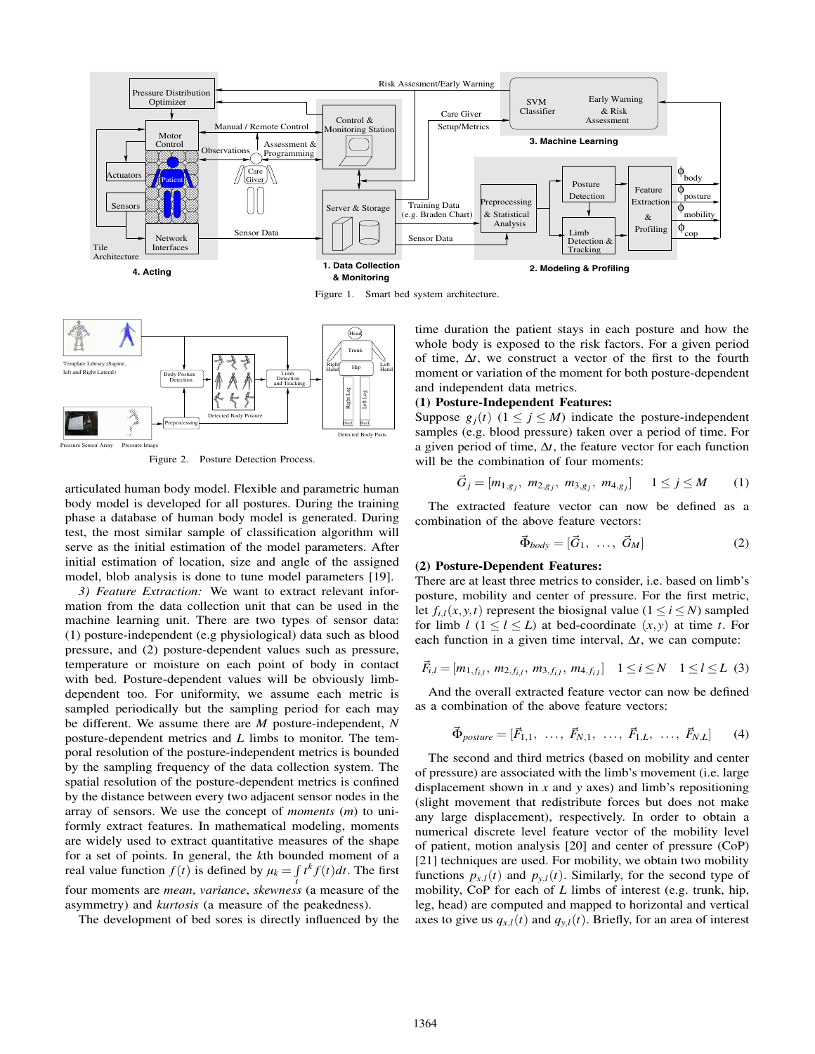Figure 1. Smart bed system architecture.

Figure 2. Posture Detection Process.

articulated human body model. Flexible and parametric human body model is developed for all postures. During the training phase a database of human body model is generated. During test, the most similar sample of classification algorithm will serve as the initial estimation of the model parameters. After initial estimation of location, size and angle of the assigned model, blob analysis is done to tune model parameters [19].

*3) Feature Extraction:* We want to extract relevant information from the data collection unit that can be used in the machine learning unit. There are two types of sensor data: (1) posture-independent (e.g physiological) data such as blood pressure, and (2) posture-dependent values such as pressure, temperature or moisture on each point of body in contact with bed. Posture-dependent values will be obviously limb-dependent too. For uniformity, we assume each metric is sampled periodically but the sampling period for each may be different. We assume there are $M$ posture-independent, $N$ posture-dependent metrics and $L$ limbs to monitor. The temporal resolution of the posture-independent metrics is bounded by the sampling frequency of the data collection system. The spatial resolution of the posture-dependent metrics is confined by the distance between every two adjacent sensor nodes in the array of sensors. We use the concept of *moments* ($m$) to uniformly extract features. In mathematical modeling, moments are widely used to extract quantitative measures of the shape for a set of points. In general, the $k$th bounded moment of a real value function $f(t)$ is defined by $\mu_k = \int_t t^k f(t)dt$. The first four moments are *mean*, *variance*, *skewness* (a measure of the asymmetry) and *kurtosis* (a measure of the peakedness).

The development of bed sores is directly influenced by the time duration the patient stays in each posture and how the whole body is exposed to the risk factors. For a given period of time, $\Delta t$, we construct a vector of the first to the fourth moment or variation of the moment for both posture-dependent and independent data metrics.

**(1) Posture-Independent Features:**
Suppose $g_j(t)$ $(1 \leq j \leq M)$ indicate the posture-independent samples (e.g. blood pressure) taken over a period of time. For a given period of time, $\Delta t$, the feature vector for each function will be the combination of four moments:

$$\vec{G}_j = [m_{1,g_j},\ m_{2,g_j},\ m_{3,g_j},\ m_{4,g_j}] \quad 1 \leq j \leq M \qquad (1)$$

The extracted feature vector can now be defined as a combination of the above feature vectors:

$$\vec{\Phi}_{body} = [\vec{G}_1,\ \ldots,\ \vec{G}_M] \qquad (2)$$

**(2) Posture-Dependent Features:**
There are at least three metrics to consider, i.e. based on limb's posture, mobility and center of pressure. For the first metric, let $f_{i,l}(x,y,t)$ represent the biosignal value $(1 \leq i \leq N)$ sampled for limb $l$ $(1 \leq l \leq L)$ at bed-coordinate $(x,y)$ at time $t$. For each function in a given time interval, $\Delta t$, we can compute:

$$\vec{F}_{i,l} = [m_{1,f_{i,l}},\ m_{2,f_{i,l}},\ m_{3,f_{i,l}},\ m_{4,f_{i,l}}] \quad 1 \leq i \leq N \quad 1 \leq l \leq L \ (3)$$

And the overall extracted feature vector can now be defined as a combination of the above feature vectors:

$$\vec{\Phi}_{posture} = [\vec{F}_{1,1},\ \ldots,\ \vec{F}_{N,1},\ \ldots,\ \vec{F}_{1,L},\ \ldots,\ \vec{F}_{N,L}] \qquad (4)$$

The second and third metrics (based on mobility and center of pressure) are associated with the limb's movement (i.e. large displacement shown in $x$ and $y$ axes) and limb's repositioning (slight movement that redistribute forces but does not make any large displacement), respectively. In order to obtain a numerical discrete level feature vector of the mobility level of patient, motion analysis [20] and center of pressure (CoP) [21] techniques are used. For mobility, we obtain two mobility functions $p_{x,l}(t)$ and $p_{y,l}(t)$. Similarly, for the second type of mobility, CoP for each of $L$ limbs of interest (e.g. trunk, hip, leg, head) are computed and mapped to horizontal and vertical axes to give us $q_{x,l}(t)$ and $q_{y,l}(t)$. Briefly, for an area of interest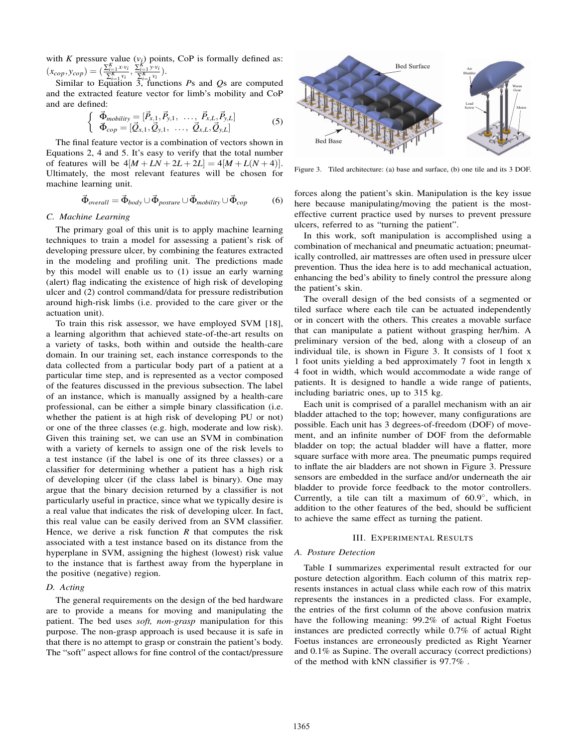with $K$ pressure value ($v_i$) points, CoP is formally defined as: $(x_{cop}, y_{cop}) = (\frac{\sum_{i=1}^{K} x \cdot v_i}{\sum_{i=1}^{K} v_i}, \frac{\sum_{i=1}^{K} y \cdot v_i}{\sum_{i=1}^{K} v_i})$.

Similar to Equation 3, functions $P$s and $Q$s are computed and the extracted feature vector for limb's mobility and CoP and are defined:

$$\begin{cases} \vec{\Phi}_{mobility} = [\vec{P}_{x,1}, \vec{P}_{y,1}, \ \ldots, \ \vec{P}_{x,L}, \vec{P}_{y,L}] \\ \vec{\Phi}_{cop} = [\vec{Q}_{x,1}, \vec{Q}_{y,1}, \ \ldots, \ \vec{Q}_{x,L}, \vec{Q}_{y,L}] \end{cases} \quad (5)$$

The final feature vector is a combination of vectors shown in Equations 2, 4 and 5. It's easy to verify that the total number of features will be $4[M + LN + 2L + 2L] = 4[M + L(N+4)]$. Ultimately, the most relevant features will be chosen for machine learning unit.

$$\vec{\Phi}_{overall} = \vec{\Phi}_{body} \cup \vec{\Phi}_{posture} \cup \vec{\Phi}_{mobility} \cup \vec{\Phi}_{cop} \quad (6)$$

### C. Machine Learning

The primary goal of this unit is to apply machine learning techniques to train a model for assessing a patient's risk of developing pressure ulcer, by combining the features extracted in the modeling and profiling unit. The predictions made by this model will enable us to (1) issue an early warning (alert) flag indicating the existence of high risk of developing ulcer and (2) control command/data for pressure redistribution around high-risk limbs (i.e. provided to the care giver or the actuation unit).

To train this risk assessor, we have employed SVM [18], a learning algorithm that achieved state-of-the-art results on a variety of tasks, both within and outside the health-care domain. In our training set, each instance corresponds to the data collected from a particular body part of a patient at a particular time step, and is represented as a vector composed of the features discussed in the previous subsection. The label of an instance, which is manually assigned by a health-care professional, can be either a simple binary classification (i.e. whether the patient is at high risk of developing PU or not) or one of the three classes (e.g. high, moderate and low risk). Given this training set, we can use an SVM in combination with a variety of kernels to assign one of the risk levels to a test instance (if the label is one of its three classes) or a classifier for determining whether a patient has a high risk of developing ulcer (if the class label is binary). One may argue that the binary decision returned by a classifier is not particularly useful in practice, since what we typically desire is a real value that indicates the risk of developing ulcer. In fact, this real value can be easily derived from an SVM classifier. Hence, we derive a risk function $R$ that computes the risk associated with a test instance based on its distance from the hyperplane in SVM, assigning the highest (lowest) risk value to the instance that is farthest away from the hyperplane in the positive (negative) region.

### D. Acting

The general requirements on the design of the bed hardware are to provide a means for moving and manipulating the patient. The bed uses *soft, non-grasp* manipulation for this purpose. The non-grasp approach is used because it is safe in that there is no attempt to grasp or constrain the patient's body. The "soft" aspect allows for fine control of the contact/pressure forces along the patient's skin. Manipulation is the key issue here because manipulating/moving the patient is the most-effective current practice used by nurses to prevent pressure ulcers, referred to as "turning the patient".

Bed Surface

Bed Base

Air Bladder

Worm Gear

Lead Screw

Motor

Figure 3. Tiled architecture: (a) base and surface, (b) one tile and its 3 DOF.

In this work, soft manipulation is accomplished using a combination of mechanical and pneumatic actuation; pneumatically controlled, air mattresses are often used in pressure ulcer prevention. Thus the idea here is to add mechanical actuation, enhancing the bed's ability to finely control the pressure along the patient's skin.

The overall design of the bed consists of a segmented or tiled surface where each tile can be actuated independently or in concert with the others. This creates a movable surface that can manipulate a patient without grasping her/him. A preliminary version of the bed, along with a closeup of an individual tile, is shown in Figure 3. It consists of 1 foot x 1 foot units yielding a bed approximately 7 foot in length x 4 foot in width, which would accommodate a wide range of patients. It is designed to handle a wide range of patients, including bariatric ones, up to 315 kg.

Each unit is comprised of a parallel mechanism with an air bladder attached to the top; however, many configurations are possible. Each unit has 3 degrees-of-freedom (DOF) of movement, and an infinite number of DOF from the deformable bladder on top; the actual bladder will have a flatter, more square surface with more area. The pneumatic pumps required to inflate the air bladders are not shown in Figure 3. Pressure sensors are embedded in the surface and/or underneath the air bladder to provide force feedback to the motor controllers. Currently, a tile can tilt a maximum of $60.9^\circ$, which, in addition to the other features of the bed, should be sufficient to achieve the same effect as turning the patient.

## III. Experimental Results

### A. Posture Detection

Table I summarizes experimental result extracted for our posture detection algorithm. Each column of this matrix represents instances in actual class while each row of this matrix represents the instances in a predicted class. For example, the entries of the first column of the above confusion matrix have the following meaning: 99.2% of actual Right Foetus instances are predicted correctly while 0.7% of actual Right Foetus instances are erroneously predicted as Right Yearner and 0.1% as Supine. The overall accuracy (correct predictions) of the method with kNN classifier is 97.7% .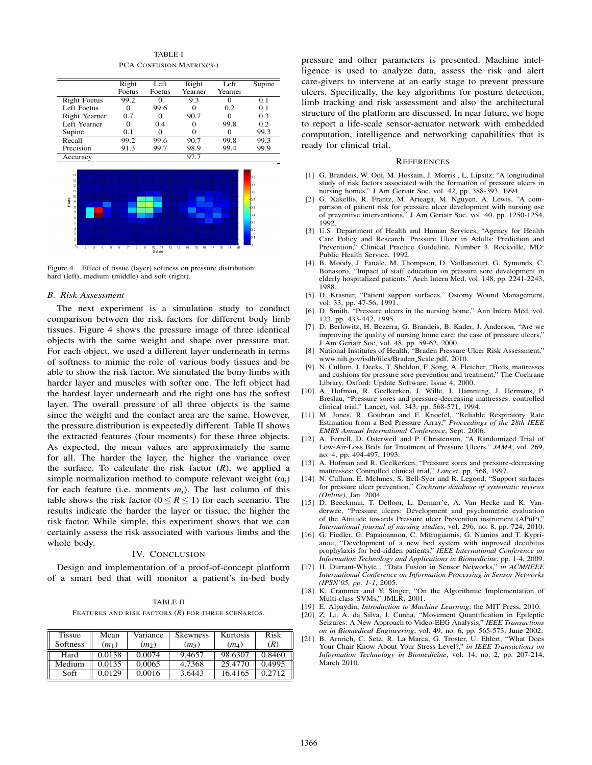TABLE I
PCA CONFUSION MATRIX(%)

| | Right Foetus | Left Foetus | Right Yearner | Left Yearner | Supine |
|---|---|---|---|---|---|
| Right Foetus | 99.2 | 0 | 9.3 | 0 | 0.1 |
| Left Foetus | 0 | 99.6 | 0 | 0.2 | 0.1 |
| Right Yearner | 0.7 | 0 | 90.7 | 0 | 0.3 |
| Left Yearner | 0 | 0.4 | 0 | 99.8 | 0.2 |
| Supine | 0.1 | 0 | 0 | 0 | 99.3 |
| Recall | 99.2 | 99.6 | 90.7 | 99.8 | 99.3 |
| Precision | 91.3 | 99.7 | 98.9 | 99.4 | 99.9 |
| Accuracy | | | 97.7 | | |

Figure 4. Effect of tissue (layer) softness on pressure distribution: hard (left), medium (middle) and soft (right).

### B. Risk Assessment

The next experiment is a simulation study to conduct comparison between the risk factors for different body limb tissues. Figure 4 shows the pressure image of three identical objects with the same weight and shape over pressure mat. For each object, we used a different layer underneath in terms of softness to mimic the role of various body tissues and be able to show the risk factor. We simulated the bony limbs with harder layer and muscles with softer one. The left object had the hardest layer underneath and the right one has the softest layer. The overall pressure of all three objects is the same since the weight and the contact area are the same. However, the pressure distribution is expectedly different. Table II shows the extracted features (four moments) for these three objects. As expected, the mean values are approximately the same for all. The harder the layer, the higher the variance over the surface. To calculate the risk factor ($R$), we applied a simple normalization method to compute relevant weight ($\omega_i$) for each feature (i.e. moments $m_i$). The last column of this table shows the risk factor ($0 \leq R \leq 1$) for each scenario. The results indicate the harder the layer or tissue, the higher the risk factor. While simple, this experiment shows that we can certainly assess the risk associated with various limbs and the whole body.

## IV. CONCLUSION

Design and implementation of a proof-of-concept platform of a smart bed that will monitor a patient's in-bed body pressure and other parameters is presented. Machine intelligence is used to analyze data, assess the risk and alert care-givers to intervene at an early stage to prevent pressure ulcers. Specifically, the key algorithms for posture detection, limb tracking and risk assessment and also the architectural structure of the platform are discussed. In near future, we hope to report a life-scale sensor-actuator network with embedded computation, intelligence and networking capabilities that is ready for clinical trial.

TABLE II
FEATURES AND RISK FACTORS ($R$) FOR THREE SCENARIOS.

| Tissue Softness | Mean ($m_1$) | Variance ($m_2$) | Skewness ($m_3$) | Kurtosis ($m_4$) | Risk ($R$) |
|---|---|---|---|---|---|
| Hard | 0.0138 | 0.0074 | 9.4657 | 98.6307 | 0.8460 |
| Medium | 0.0135 | 0.0065 | 4.7368 | 25.4770 | 0.4995 |
| Soft | 0.0129 | 0.0016 | 3.6443 | 16.4165 | 0.2712 |

## REFERENCES

[1] G. Brandeis, W. Ooi, M. Hossain, J. Morris , L. Lipsitz, "A longitudinal study of risk factors associated with the formation of pressure ulcers in nursing homes," J Am Geriatr Soc, vol. 42, pp. 388-393, 1994.

[2] G. Xakellis, R. Frantz, M. Arteaga, M. Nguyen, A. Lewis, "A comparison of patient risk for pressure ulcer development with nursing use of preventive interventions," J Am Geriatr Soc, vol. 40, pp. 1250-1254, 1992.

[3] U.S. Department of Health and Human Services, "Agency for Health Care Policy and Research. Pressure Ulcer in Adults: Prediction and Prevention," Clinical Practice Guideline, Number 3. Rockville, MD: Public Health Service, 1992.

[4] B. Moody, J. Fanale, M. Thompson, D. Vaillancourt, G. Symonds, C. Bonasoro, "Impact of staff education on pressure sore development in elderly hospitalized patients," Arch Intern Med, vol. 148, pp. 2241-2243, 1988.

[5] D. Krasner, "Patient support surfaces," Ostomy Wound Management, vol. 33, pp. 47-56, 1991.

[6] D. Smith, "Pressure ulcers in the nursing home," Ann Intern Med, vol. 123, pp. 433-442, 1995.

[7] D. Berlowitz, H. Bezerra, G. Brandeis, B. Kader, J. Anderson, "Are we improving the quality of nursing home care: the case of pressure ulcers," J Am Geriatr Soc, vol. 48, pp. 59-62, 2000.

[8] National Institutes of Health, "Braden Pressure Ulcer Risk Assessment," www.nih.gov/isdh/files/Braden_Scale.pdf, 2010.

[9] N. Cullum, J. Deeks, T. Sheldon, F. Song, A. Fletcher, "Beds, mattresses and cushions for pressure sore prevention and treatment," The Cochrane Library, Oxford: Update Software, Issue 4, 2000.

[10] A. Hofman, R. Geelkerken, J. Wille, J. Hamming, J. Hermans, P. Breslau, "Pressure sores and pressure-decreasing mattresses: controlled clinical trial," Lancet, vol. 343, pp. 568-571, 1994.

[11] M. Jones, R. Goubran and F. Knoefel, "Reliable Respiratory Rate Estimation from a Bed Pressure Array," *Proceedings of the 28th IEEE EMBS Annual International Conference*, Sept. 2006.

[12] A. Ferrell, D. Osterweil and P. Christenson, "A Randomized Trial of Low-Air-Loss Beds for Treatment of Pressure Ulcers," *JAMA*, vol. 269, no. 4, pp. 494-497, 1993.

[13] A. Hofman and R. Geelkerken, "Pressure sores and pressure-decreasing mattresses: Controlled clinical trial," *Lancet*, pp. 568, 1997.

[14] N. Cullum, E. McInnes, S. Bell-Syer and R. Legood, "Support surfaces for pressure ulcer prevention," *Cochrane database of systematic reviews (Online)*, Jan. 2004.

[15] D. Beeckman, T. Defloor, L. Demarr'e, A. Van Hecke and K. Vanderwee, "Pressure ulcers: Development and psychometric evaluation of the Attitude towards Pressure ulcer Prevention instrument (APuP)," *International journal of nursing studies*, vol. 296, no. 8, pp. 724, 2010.

[16] G. Fiedler, G. Papaioannou, C. Mitrogiannis, G. Nianios and T. Kyprianou, "Development of a new bed system with improved decubitus prophylaxis for bed-ridden patients," *IEEE International Conference on Information Technology and Applications in Biomedicine*, pp. 1-4, 2009.

[17] H. Durrant-Whyte , "Data Fusion in Sensor Networks," *in ACM/IEEE International Conference on Information Processing in Sensor Networks (IPSN'05, pp. 1-1*, 2005.

[18] K. Crammer and Y. Singer, "On the Algorithmic Implementation of Multi-class SVMs," JMLR, 2001.

[19] E. Alpaydin, *Introduction to Machine Learning*, the MIT Press, 2010.

[20] Z. Li, A. da Silva, J. Cunha, "Movement Quantification in Epileptic Seizures: A New Approach to Video-EEG Analysis," *IEEE Transactions on in Biomedical Engineering*, vol. 49, no. 6, pp. 565-573, June 2002.

[21] B. Arnrich, C. Setz, R. La Marca, G. Troster, U. Ehlert, "What Does Your Chair Know About Your Stress Level?," *in IEEE Transactions on Information Technology in Biomedicine*, vol. 14, no. 2, pp. 207-214, March 2010.